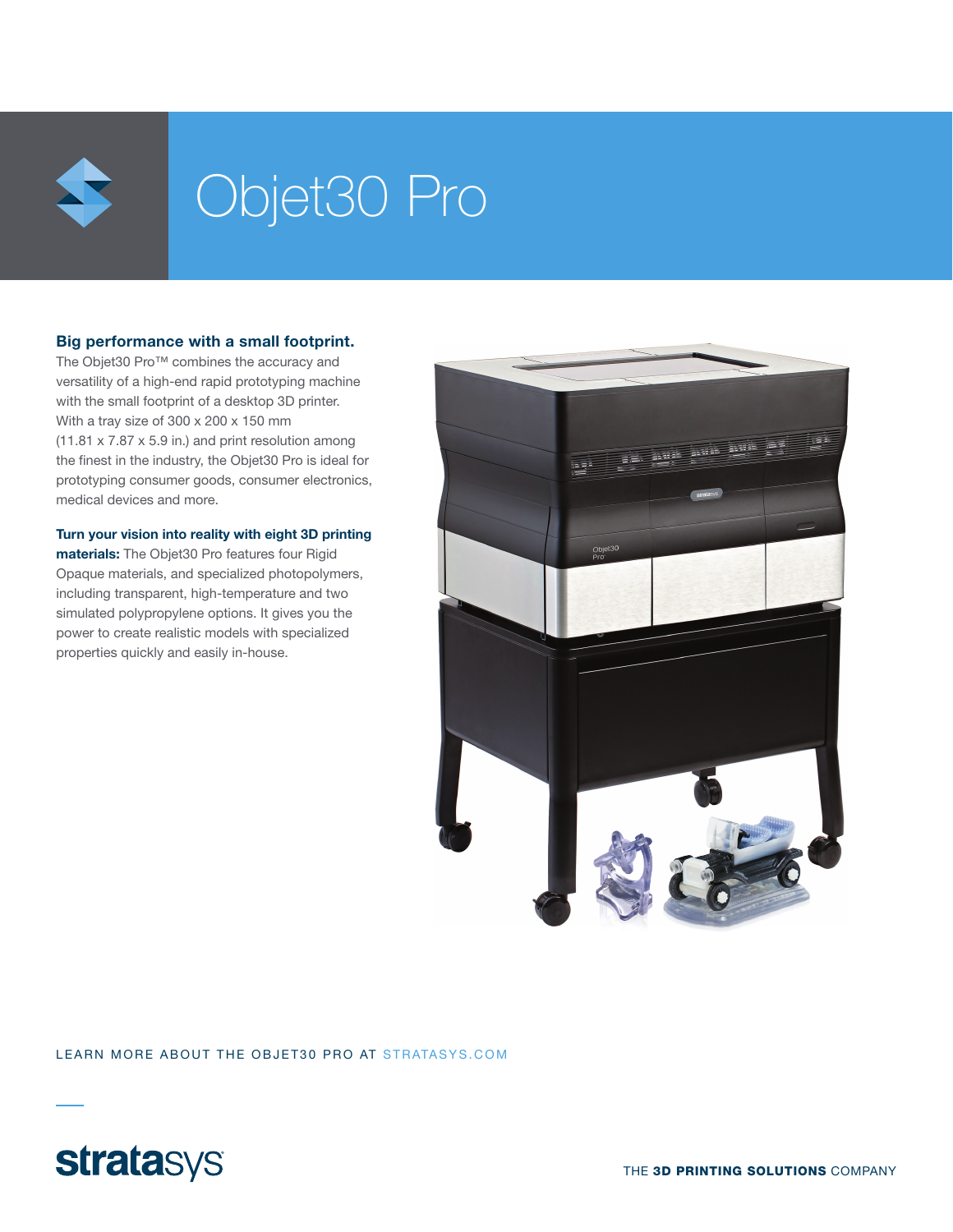# Objet30 Pro

**Big performance with a small footprint.**
The Objet30 Pro™ combines the accuracy and versatility of a high-end rapid prototyping machine with the small footprint of a desktop 3D printer. With a tray size of 300 x 200 x 150 mm (11.81 x 7.87 x 5.9 in.) and print resolution among the finest in the industry, the Objet30 Pro is ideal for prototyping consumer goods, consumer electronics, medical devices and more.

**Turn your vision into reality with eight 3D printing materials:** The Objet30 Pro features four Rigid Opaque materials, and specialized photopolymers, including transparent, high-temperature and two simulated polypropylene options. It gives you the power to create realistic models with specialized properties quickly and easily in-house.

LEARN MORE ABOUT THE OBJET30 PRO AT STRATASYS.COM

stratasys

THE **3D PRINTING SOLUTIONS** COMPANY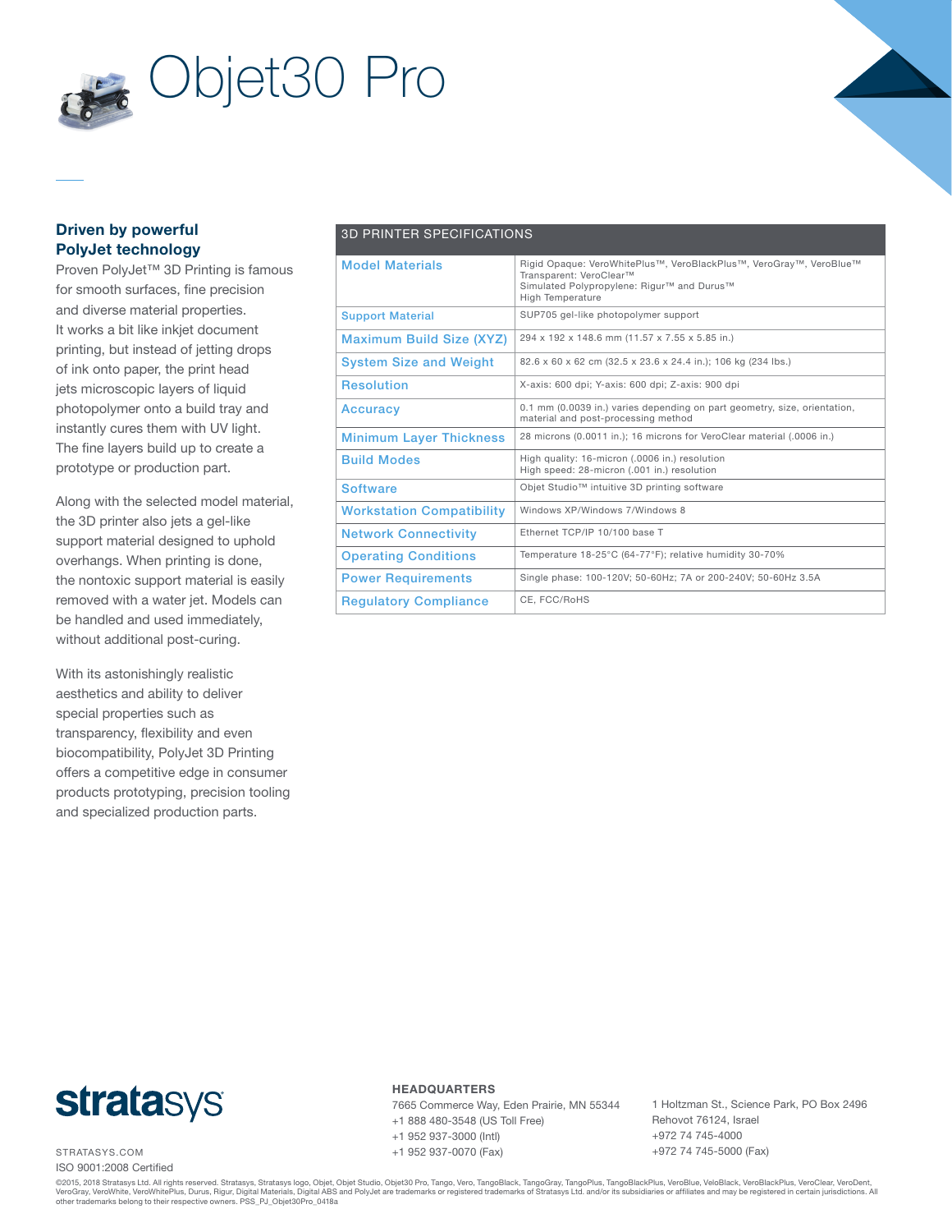# Objet30 Pro

## Driven by powerful PolyJet technology

Proven PolyJet™ 3D Printing is famous for smooth surfaces, fine precision and diverse material properties. It works a bit like inkjet document printing, but instead of jetting drops of ink onto paper, the print head jets microscopic layers of liquid photopolymer onto a build tray and instantly cures them with UV light. The fine layers build up to create a prototype or production part.

Along with the selected model material, the 3D printer also jets a gel-like support material designed to uphold overhangs. When printing is done, the nontoxic support material is easily removed with a water jet. Models can be handled and used immediately, without additional post-curing.

With its astonishingly realistic aesthetics and ability to deliver special properties such as transparency, flexibility and even biocompatibility, PolyJet 3D Printing offers a competitive edge in consumer products prototyping, precision tooling and specialized production parts.

| 3D PRINTER SPECIFICATIONS | |
|---|---|
| Model Materials | Rigid Opaque: VeroWhitePlus™, VeroBlackPlus™, VeroGray™, VeroBlue™<br>Transparent: VeroClear™<br>Simulated Polypropylene: Rigur™ and Durus™<br>High Temperature |
| Support Material | SUP705 gel-like photopolymer support |
| Maximum Build Size (XYZ) | 294 x 192 x 148.6 mm (11.57 x 7.55 x 5.85 in.) |
| System Size and Weight | 82.6 x 60 x 62 cm (32.5 x 23.6 x 24.4 in.); 106 kg (234 lbs.) |
| Resolution | X-axis: 600 dpi; Y-axis: 600 dpi; Z-axis: 900 dpi |
| Accuracy | 0.1 mm (0.0039 in.) varies depending on part geometry, size, orientation, material and post-processing method |
| Minimum Layer Thickness | 28 microns (0.0011 in.); 16 microns for VeroClear material (.0006 in.) |
| Build Modes | High quality: 16-micron (.0006 in.) resolution<br>High speed: 28-micron (.001 in.) resolution |
| Software | Objet Studio™ intuitive 3D printing software |
| Workstation Compatibility | Windows XP/Windows 7/Windows 8 |
| Network Connectivity | Ethernet TCP/IP 10/100 base T |
| Operating Conditions | Temperature 18-25°C (64-77°F); relative humidity 30-70% |
| Power Requirements | Single phase: 100-120V; 50-60Hz; 7A or 200-240V; 50-60Hz 3.5A |
| Regulatory Compliance | CE, FCC/RoHS |

stratasys

STRATASYS.COM

ISO 9001:2008 Certified

**HEADQUARTERS**

7665 Commerce Way, Eden Prairie, MN 55344
+1 888 480-3548 (US Toll Free)
+1 952 937-3000 (Intl)
+1 952 937-0070 (Fax)

1 Holtzman St., Science Park, PO Box 2496
Rehovot 76124, Israel
+972 74 745-4000
+972 74 745-5000 (Fax)

©2015, 2018 Stratasys Ltd. All rights reserved. Stratasys, Stratasys logo, Objet, Objet Studio, Objet30 Pro, Tango, Vero, TangoBlack, TangoGray, TangoPlus, TangoBlackPlus, VeroBlue, VeloBlack, VeroBlackPlus, VeroClear, VeroDent, VeroGray, VeroWhite, VeroWhitePlus, Durus, Rigur, Digital Materials, Digital ABS and PolyJet are trademarks or registered trademarks of Stratasys Ltd. and/or its subsidiaries or affiliates and may be registered in certain jurisdictions. All other trademarks belong to their respective owners. PSS_PJ_Objet30Pro_0418a